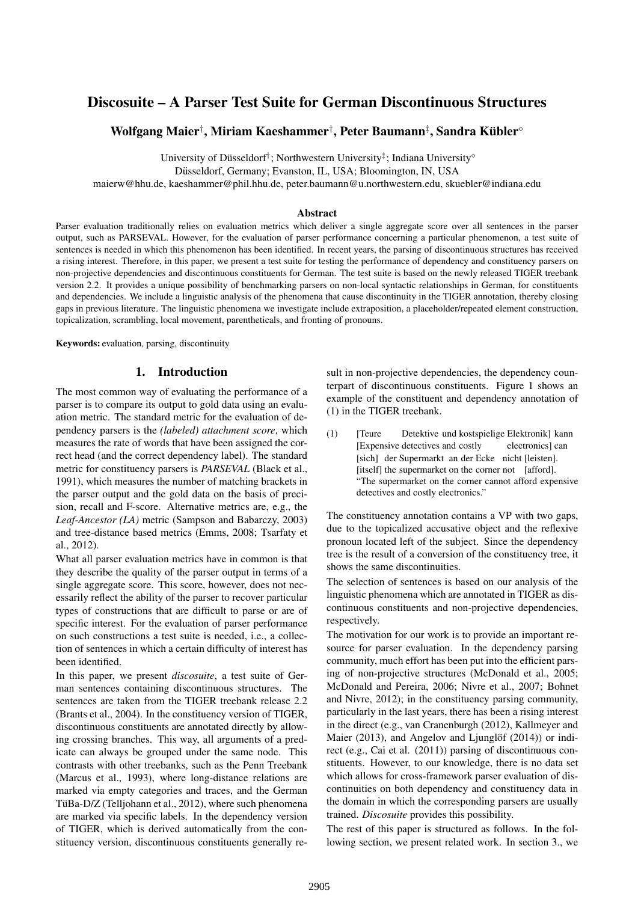# Discosuite – A Parser Test Suite for German Discontinuous Structures

**Wolfgang Maier[†], Miriam Kaeshammer[†], Peter Baumann[‡], Sandra Kübler[◇]**

University of Düsseldorf[†]; Northwestern University[‡]; Indiana University[◇]
Düsseldorf, Germany; Evanston, IL, USA; Bloomington, IN, USA
maierw@hhu.de, kaeshammer@phil.hhu.de, peter.baumann@u.northwestern.edu, skuebler@indiana.edu

### Abstract

Parser evaluation traditionally relies on evaluation metrics which deliver a single aggregate score over all sentences in the parser output, such as PARSEVAL. However, for the evaluation of parser performance concerning a particular phenomenon, a test suite of sentences is needed in which this phenomenon has been identified. In recent years, the parsing of discontinuous structures has received a rising interest. Therefore, in this paper, we present a test suite for testing the performance of dependency and constituency parsers on non-projective dependencies and discontinuous constituents for German. The test suite is based on the newly released TIGER treebank version 2.2. It provides a unique possibility of benchmarking parsers on non-local syntactic relationships in German, for constituents and dependencies. We include a linguistic analysis of the phenomena that cause discontinuity in the TIGER annotation, thereby closing gaps in previous literature. The linguistic phenomena we investigate include extraposition, a placeholder/repeated element construction, topicalization, scrambling, local movement, parentheticals, and fronting of pronouns.

**Keywords:** evaluation, parsing, discontinuity

## 1. Introduction

The most common way of evaluating the performance of a parser is to compare its output to gold data using an evaluation metric. The standard metric for the evaluation of dependency parsers is the *(labeled) attachment score*, which measures the rate of words that have been assigned the correct head (and the correct dependency label). The standard metric for constituency parsers is *PARSEVAL* (Black et al., 1991), which measures the number of matching brackets in the parser output and the gold data on the basis of precision, recall and F-score. Alternative metrics are, e.g., the *Leaf-Ancestor (LA)* metric (Sampson and Babarczy, 2003) and tree-distance based metrics (Emms, 2008; Tsarfaty et al., 2012).

What all parser evaluation metrics have in common is that they describe the quality of the parser output in terms of a single aggregate score. This score, however, does not necessarily reflect the ability of the parser to recover particular types of constructions that are difficult to parse or are of specific interest. For the evaluation of parser performance on such constructions a test suite is needed, i.e., a collection of sentences in which a certain difficulty of interest has been identified.

In this paper, we present *discosuite*, a test suite of German sentences containing discontinuous structures. The sentences are taken from the TIGER treebank release 2.2 (Brants et al., 2004). In the constituency version of TIGER, discontinuous constituents are annotated directly by allowing crossing branches. This way, all arguments of a predicate can always be grouped under the same node. This contrasts with other treebanks, such as the Penn Treebank (Marcus et al., 1993), where long-distance relations are marked via empty categories and traces, and the German TüBa-D/Z (Telljohann et al., 2012), where such phenomena are marked via specific labels. In the dependency version of TIGER, which is derived automatically from the constituency version, discontinuous constituents generally result in non-projective dependencies, the dependency counterpart of discontinuous constituents. Figure 1 shows an example of the constituent and dependency annotation of (1) in the TIGER treebank.

(1) [Teure Detektive und kostspielige Elektronik] kann
[Expensive detectives and costly electronics] can
[sich] der Supermarkt an der Ecke nicht [leisten].
[itself] the supermarket on the corner not [afford].
"The supermarket on the corner cannot afford expensive detectives and costly electronics."

The constituency annotation contains a VP with two gaps, due to the topicalized accusative object and the reflexive pronoun located left of the subject. Since the dependency tree is the result of a conversion of the constituency tree, it shows the same discontinuities.

The selection of sentences is based on our analysis of the linguistic phenomena which are annotated in TIGER as discontinuous constituents and non-projective dependencies, respectively.

The motivation for our work is to provide an important resource for parser evaluation. In the dependency parsing community, much effort has been put into the efficient parsing of non-projective structures (McDonald et al., 2005; McDonald and Pereira, 2006; Nivre et al., 2007; Bohnet and Nivre, 2012); in the constituency parsing community, particularly in the last years, there has been a rising interest in the direct (e.g., van Cranenburgh (2012), Kallmeyer and Maier (2013), and Angelov and Ljunglöf (2014)) or indirect (e.g., Cai et al. (2011)) parsing of discontinuous constituents. However, to our knowledge, there is no data set which allows for cross-framework parser evaluation of discontinuities on both dependency and constituency data in the domain in which the corresponding parsers are usually trained. *Discosuite* provides this possibility.

The rest of this paper is structured as follows. In the following section, we present related work. In section 3., we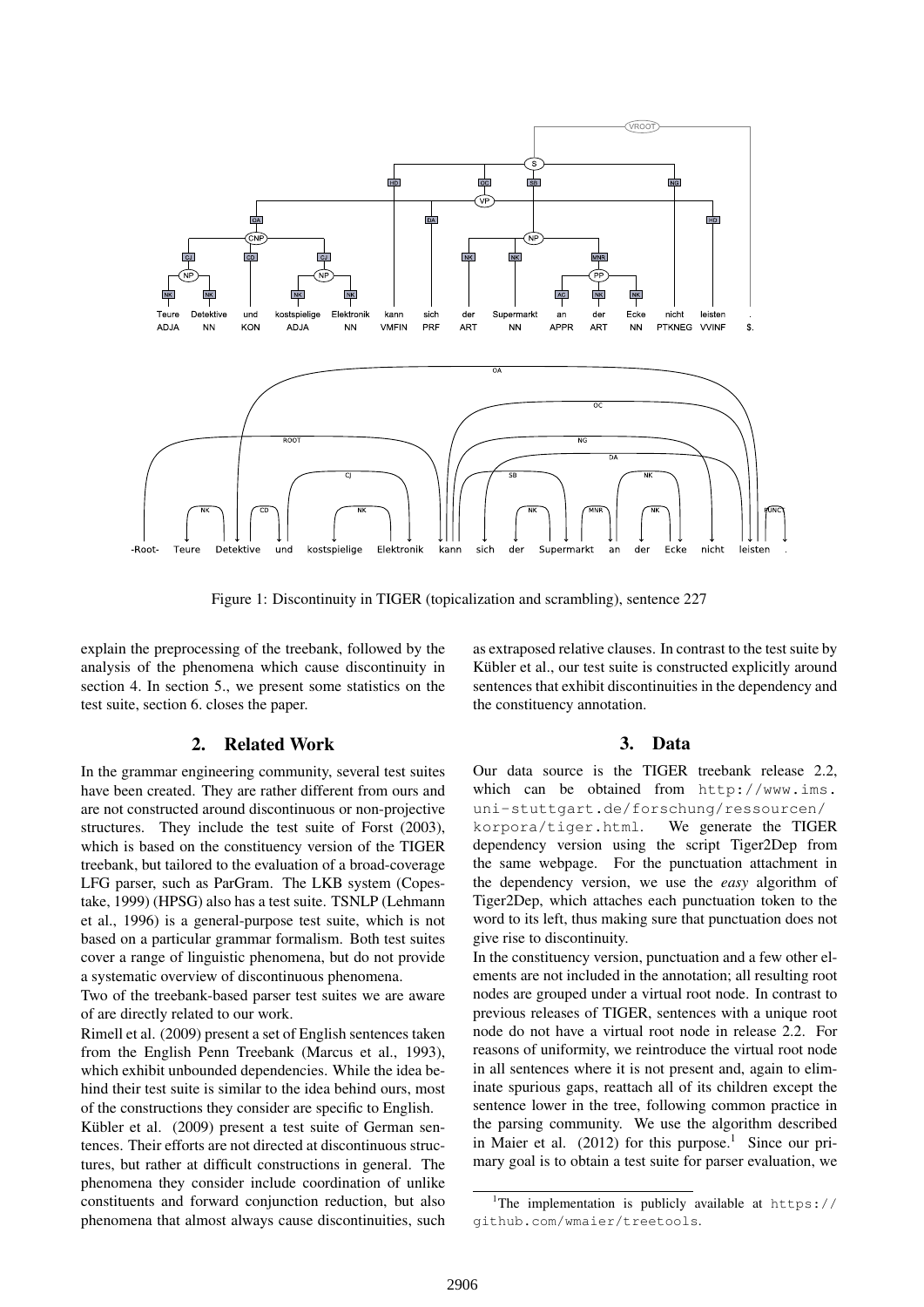Figure 1: Discontinuity in TIGER (topicalization and scrambling), sentence 227

explain the preprocessing of the treebank, followed by the analysis of the phenomena which cause discontinuity in section 4. In section 5., we present some statistics on the test suite, section 6. closes the paper.

## 2. Related Work

In the grammar engineering community, several test suites have been created. They are rather different from ours and are not constructed around discontinuous or non-projective structures. They include the test suite of Forst (2003), which is based on the constituency version of the TIGER treebank, but tailored to the evaluation of a broad-coverage LFG parser, such as ParGram. The LKB system (Copestake, 1999) (HPSG) also has a test suite. TSNLP (Lehmann et al., 1996) is a general-purpose test suite, which is not based on a particular grammar formalism. Both test suites cover a range of linguistic phenomena, but do not provide a systematic overview of discontinuous phenomena.

Two of the treebank-based parser test suites we are aware of are directly related to our work.

Rimell et al. (2009) present a set of English sentences taken from the English Penn Treebank (Marcus et al., 1993), which exhibit unbounded dependencies. While the idea behind their test suite is similar to the idea behind ours, most of the constructions they consider are specific to English.

Kübler et al. (2009) present a test suite of German sentences. Their efforts are not directed at discontinuous structures, but rather at difficult constructions in general. The phenomena they consider include coordination of unlike constituents and forward conjunction reduction, but also phenomena that almost always cause discontinuities, such as extraposed relative clauses. In contrast to the test suite by Kübler et al., our test suite is constructed explicitly around sentences that exhibit discontinuities in the dependency and the constituency annotation.

## 3. Data

Our data source is the TIGER treebank release 2.2, which can be obtained from `http://www.ims.uni-stuttgart.de/forschung/ressourcen/korpora/tiger.html`. We generate the TIGER dependency version using the script Tiger2Dep from the same webpage. For the punctuation attachment in the dependency version, we use the *easy* algorithm of Tiger2Dep, which attaches each punctuation token to the word to its left, thus making sure that punctuation does not give rise to discontinuity.

In the constituency version, punctuation and a few other elements are not included in the annotation; all resulting root nodes are grouped under a virtual root node. In contrast to previous releases of TIGER, sentences with a unique root node do not have a virtual root node in release 2.2. For reasons of uniformity, we reintroduce the virtual root node in all sentences where it is not present and, again to eliminate spurious gaps, reattach all of its children except the sentence lower in the tree, following common practice in the parsing community. We use the algorithm described in Maier et al. (2012) for this purpose.[1] Since our primary goal is to obtain a test suite for parser evaluation, we

[1] The implementation is publicly available at `https://github.com/wmaier/treetools`.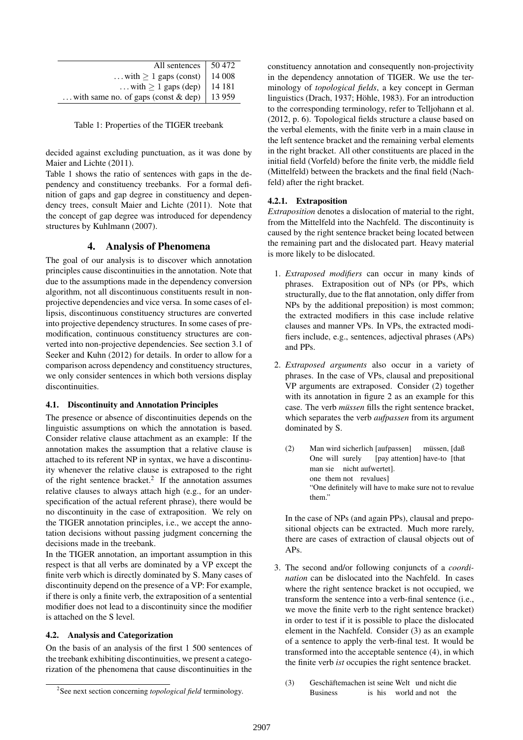| All sentences | 50 472 |
|---|---|
| ... with $\geq$ 1 gaps (const) | 14 008 |
| ... with $\geq$ 1 gaps (dep) | 14 181 |
| ... with same no. of gaps (const & dep) | 13 959 |

Table 1: Properties of the TIGER treebank

decided against excluding punctuation, as it was done by Maier and Lichte (2011).

Table 1 shows the ratio of sentences with gaps in the dependency and constituency treebanks. For a formal definition of gaps and gap degree in constituency and dependency trees, consult Maier and Lichte (2011). Note that the concept of gap degree was introduced for dependency structures by Kuhlmann (2007).

# 4. Analysis of Phenomena

The goal of our analysis is to discover which annotation principles cause discontinuities in the annotation. Note that due to the assumptions made in the dependency conversion algorithm, not all discontinuous constituents result in non-projective dependencies and vice versa. In some cases of ellipsis, discontinuous constituency structures are converted into projective dependency structures. In some cases of premodification, continuous constituency structures are converted into non-projective dependencies. See section 3.1 of Seeker and Kuhn (2012) for details. In order to allow for a comparison across dependency and constituency structures, we only consider sentences in which both versions display discontinuities.

## 4.1. Discontinuity and Annotation Principles

The presence or absence of discontinuities depends on the linguistic assumptions on which the annotation is based. Consider relative clause attachment as an example: If the annotation makes the assumption that a relative clause is attached to its referent NP in syntax, we have a discontinuity whenever the relative clause is extraposed to the right of the right sentence bracket.[2] If the annotation assumes relative clauses to always attach high (e.g., for an underspecification of the actual referent phrase), there would be no discontinuity in the case of extraposition. We rely on the TIGER annotation principles, i.e., we accept the annotation decisions without passing judgment concerning the decisions made in the treebank.

In the TIGER annotation, an important assumption in this respect is that all verbs are dominated by a VP except the finite verb which is directly dominated by S. Many cases of discontinuity depend on the presence of a VP: For example, if there is only a finite verb, the extraposition of a sentential modifier does not lead to a discontinuity since the modifier is attached on the S level.

## 4.2. Analysis and Categorization

On the basis of an analysis of the first 1 500 sentences of the treebank exhibiting discontinuities, we present a categorization of the phenomena that cause discontinuities in the constituency annotation and consequently non-projectivity in the dependency annotation of TIGER. We use the terminology of *topological fields*, a key concept in German linguistics (Drach, 1937; Höhle, 1983). For an introduction to the corresponding terminology, refer to Telljohann et al. (2012, p. 6). Topological fields structure a clause based on the verbal elements, with the finite verb in a main clause in the left sentence bracket and the remaining verbal elements in the right bracket. All other constituents are placed in the initial field (Vorfeld) before the finite verb, the middle field (Mittelfeld) between the brackets and the final field (Nachfeld) after the right bracket.

### 4.2.1. Extraposition

*Extraposition* denotes a dislocation of material to the right, from the Mittelfeld into the Nachfeld. The discontinuity is caused by the right sentence bracket being located between the remaining part and the dislocated part. Heavy material is more likely to be dislocated.

1. *Extraposed modifiers* can occur in many kinds of phrases. Extraposition out of NPs (or PPs, which structurally, due to the flat annotation, only differ from NPs by the additional preposition) is most common; the extracted modifiers in this case include relative clauses and manner VPs. In VPs, the extracted modifiers include, e.g., sentences, adjectival phrases (APs) and PPs.

2. *Extraposed arguments* also occur in a variety of phrases. In the case of VPs, clausal and prepositional VP arguments are extraposed. Consider (2) together with its annotation in figure 2 as an example for this case. The verb *müssen* fills the right sentence bracket, which separates the verb *aufpassen* from its argument dominated by S.

   (2) Man wird sicherlich [aufpassen] müssen, [daß man sie nicht aufwertet].
   One will surely [pay attention] have-to [that one them not revalues]
   "One definitely will have to make sure not to revalue them."

   In the case of NPs (and again PPs), clausal and prepositional objects can be extracted. Much more rarely, there are cases of extraction of clausal objects out of APs.

3. The second and/or following conjuncts of a *coordination* can be dislocated into the Nachfeld. In cases where the right sentence bracket is not occupied, we transform the sentence into a verb-final sentence (i.e., we move the finite verb to the right sentence bracket) in order to test if it is possible to place the dislocated element in the Nachfeld. Consider (3) as an example of a sentence to apply the verb-final test. It would be transformed into the acceptable sentence (4), in which the finite verb *ist* occupies the right sentence bracket.

   (3) Geschäftemachen ist seine Welt und nicht die
   Business is his world and not the

[2] See next section concerning *topological field* terminology.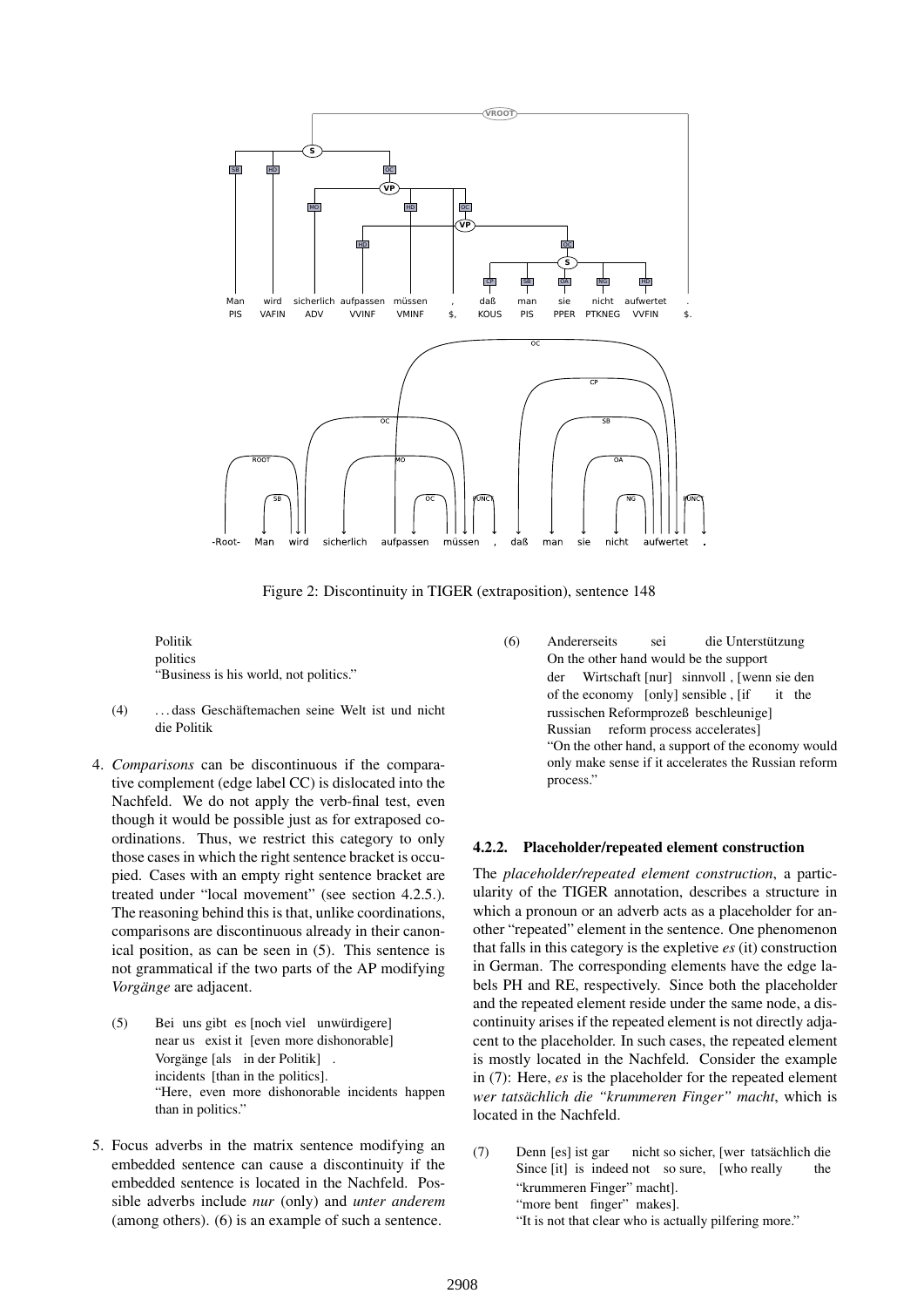Figure 2: Discontinuity in TIGER (extraposition), sentence 148

Politik
politics
"Business is his world, not politics."

(4) . . . dass Geschäftemachen seine Welt ist und nicht die Politik

4. *Comparisons* can be discontinuous if the comparative complement (edge label CC) is dislocated into the Nachfeld. We do not apply the verb-final test, even though it would be possible just as for extraposed coordinations. Thus, we restrict this category to only those cases in which the right sentence bracket is occupied. Cases with an empty right sentence bracket are treated under "local movement" (see section 4.2.5.). The reasoning behind this is that, unlike coordinations, comparisons are discontinuous already in their canonical position, as can be seen in (5). This sentence is not grammatical if the two parts of the AP modifying *Vorgänge* are adjacent.

(5) Bei uns gibt es [noch viel unwürdigere]
near us exist it [even more dishonorable]
Vorgänge [als in der Politik] .
incidents [than in the politics].
"Here, even more dishonorable incidents happen than in politics."

5. Focus adverbs in the matrix sentence modifying an embedded sentence can cause a discontinuity if the embedded sentence is located in the Nachfeld. Possible adverbs include *nur* (only) and *unter anderem* (among others). (6) is an example of such a sentence.

(6) Andererseits sei die Unterstützung
On the other hand would be the support
der Wirtschaft [nur] sinnvoll , [wenn sie den
of the economy [only] sensible , [if it the
russischen Reformprozeß beschleunige]
Russian reform process accelerates]
"On the other hand, a support of the economy would only make sense if it accelerates the Russian reform process."

#### 4.2.2. Placeholder/repeated element construction

The *placeholder/repeated element construction*, a particularity of the TIGER annotation, describes a structure in which a pronoun or an adverb acts as a placeholder for another "repeated" element in the sentence. One phenomenon that falls in this category is the expletive *es* (it) construction in German. The corresponding elements have the edge labels PH and RE, respectively. Since both the placeholder and the repeated element reside under the same node, a discontinuity arises if the repeated element is not directly adjacent to the placeholder. In such cases, the repeated element is mostly located in the Nachfeld. Consider the example in (7): Here, *es* is the placeholder for the repeated element *wer tatsächlich die "krummeren Finger" macht*, which is located in the Nachfeld.

(7) Denn [es] ist gar nicht so sicher, [wer tatsächlich die
Since [it] is indeed not so sure, [who really the
"krummeren Finger" macht].
"more bent finger" makes].
"It is not that clear who is actually pilfering more."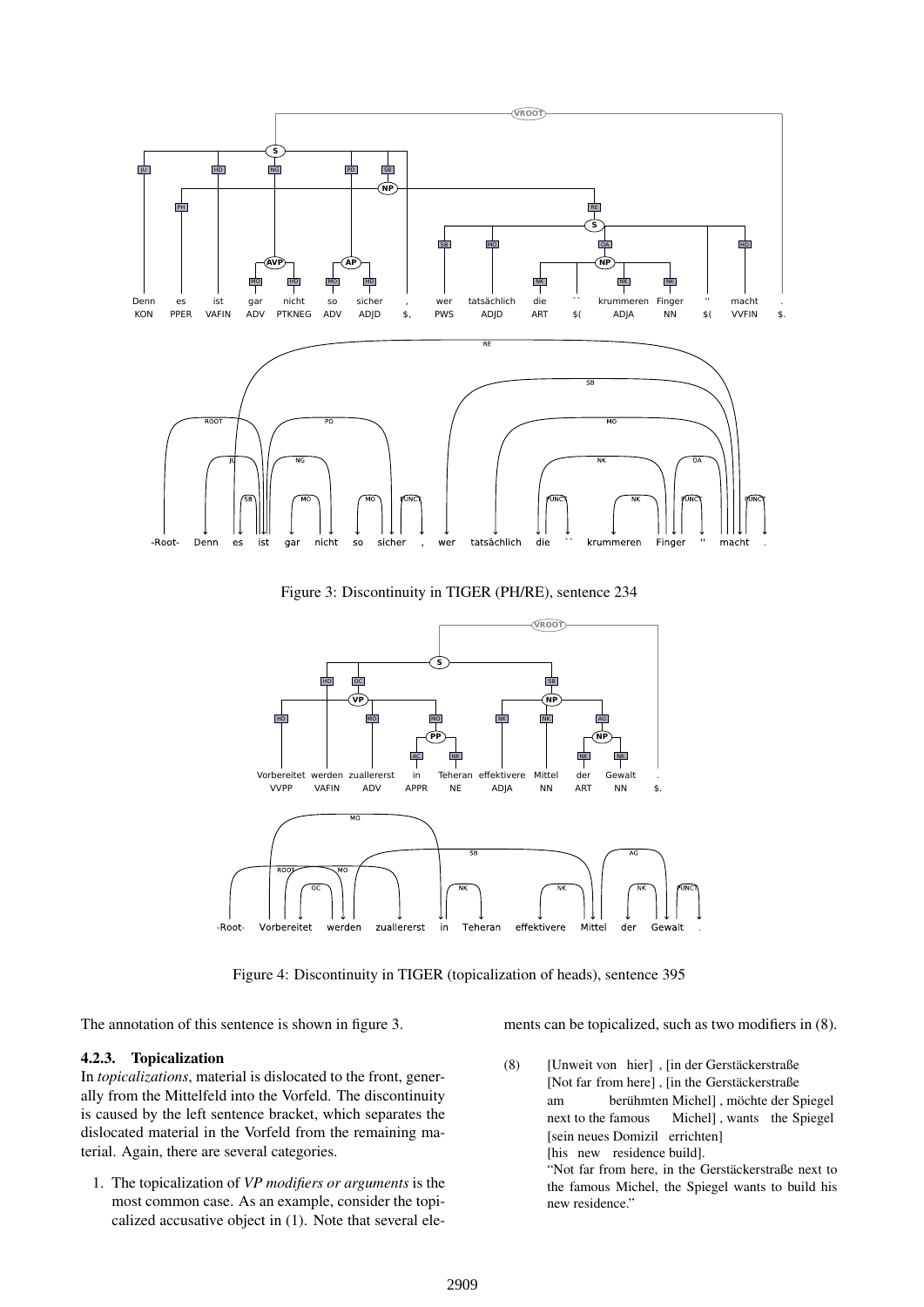Figure 3: Discontinuity in TIGER (PH/RE), sentence 234

Figure 4: Discontinuity in TIGER (topicalization of heads), sentence 395

The annotation of this sentence is shown in figure 3.

#### 4.2.3. Topicalization

In *topicalizations*, material is dislocated to the front, generally from the Mittelfeld into the Vorfeld. The discontinuity is caused by the left sentence bracket, which separates the dislocated material in the Vorfeld from the remaining material. Again, there are several categories.

1. The topicalization of *VP modifiers or arguments* is the most common case. As an example, consider the topicalized accusative object in (1). Note that several elements can be topicalized, such as two modifiers in (8).

(8) [Unweit von hier] , [in der Gerstäckerstraße am berühmten Michel] , möchte der Spiegel [sein neues Domizil errichten]
[Not far from here] , [in the Gerstäckerstraße next to the famous Michel] , wants the Spiegel [his new residence build].
"Not far from here, in the Gerstäckerstraße next to the famous Michel, the Spiegel wants to build his new residence."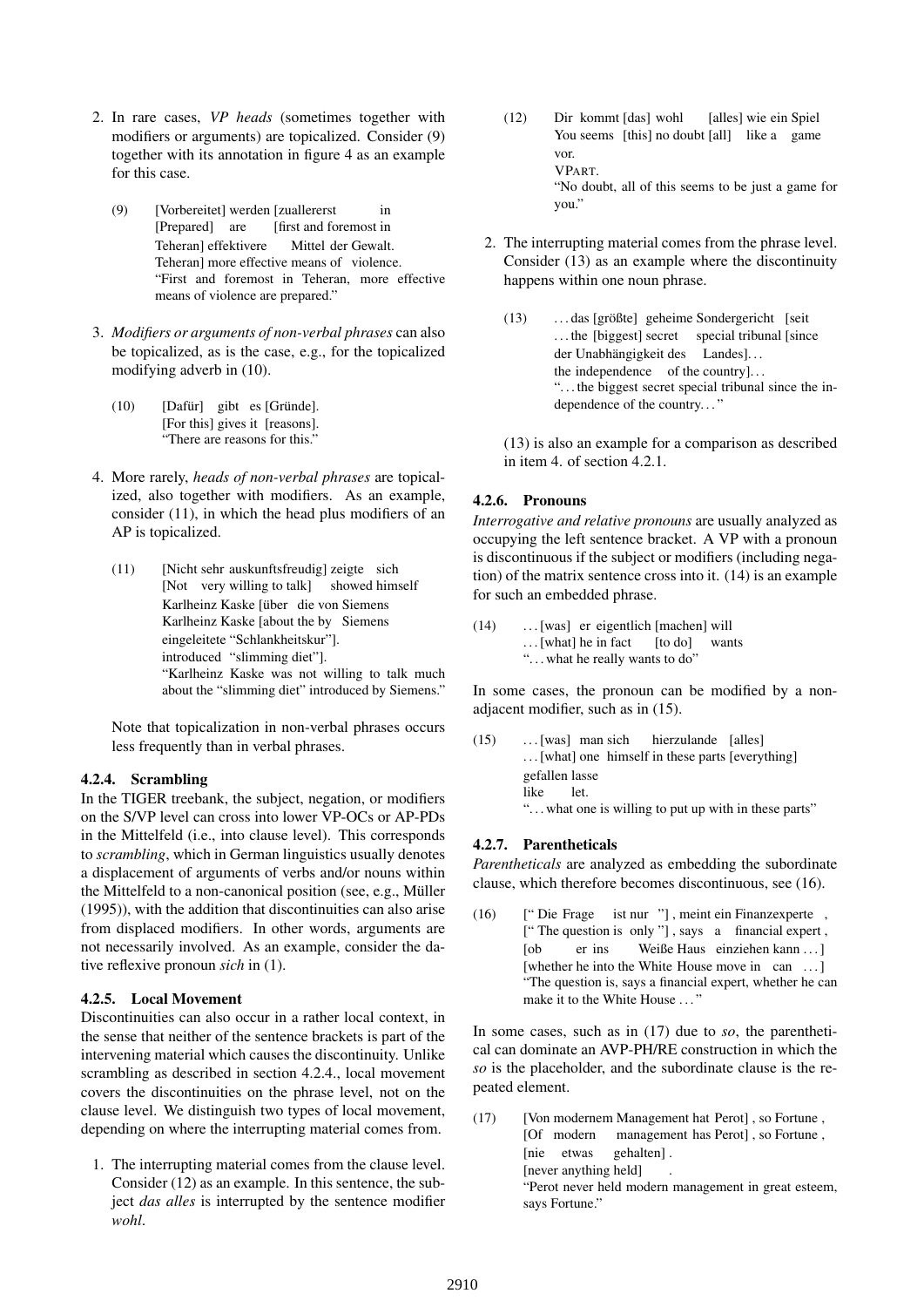2. In rare cases, *VP heads* (sometimes together with modifiers or arguments) are topicalized. Consider (9) together with its annotation in figure 4 as an example for this case.

   (9) [Vorbereitet] werden [zuallererst in Teheran] effektivere Mittel der Gewalt.
   [Prepared] are [first and foremost in Teheran] more effective means of violence.
   "First and foremost in Teheran, more effective means of violence are prepared."

3. *Modifiers or arguments of non-verbal phrases* can also be topicalized, as is the case, e.g., for the topicalized modifying adverb in (10).

   (10) [Dafür] gibt es [Gründe].
   [For this] gives it [reasons].
   "There are reasons for this."

4. More rarely, *heads of non-verbal phrases* are topicalized, also together with modifiers. As an example, consider (11), in which the head plus modifiers of an AP is topicalized.

   (11) [Nicht sehr auskunftsfreudig] zeigte sich Karlheinz Kaske [über die von Siemens eingeleitete "Schlankheitskur"].
   [Not very willing to talk] showed himself Karlheinz Kaske [about the by Siemens introduced "slimming diet"].
   "Karlheinz Kaske was not willing to talk much about the "slimming diet" introduced by Siemens."

   Note that topicalization in non-verbal phrases occurs less frequently than in verbal phrases.

### 4.2.4. Scrambling

In the TIGER treebank, the subject, negation, or modifiers on the S/VP level can cross into lower VP-OCs or AP-PDs in the Mittelfeld (i.e., into clause level). This corresponds to *scrambling*, which in German linguistics usually denotes a displacement of arguments of verbs and/or nouns within the Mittelfeld to a non-canonical position (see, e.g., Müller (1995)), with the addition that discontinuities can also arise from displaced modifiers. In other words, arguments are not necessarily involved. As an example, consider the dative reflexive pronoun *sich* in (1).

### 4.2.5. Local Movement

Discontinuities can also occur in a rather local context, in the sense that neither of the sentence brackets is part of the intervening material which causes the discontinuity. Unlike scrambling as described in section 4.2.4., local movement covers the discontinuities on the phrase level, not on the clause level. We distinguish two types of local movement, depending on where the interrupting material comes from.

1. The interrupting material comes from the clause level. Consider (12) as an example. In this sentence, the subject *das alles* is interrupted by the sentence modifier *wohl*.

   (12) Dir kommt [das] wohl [alles] wie ein Spiel vor.
   You seems [this] no doubt [all] like a game VPART.
   "No doubt, all of this seems to be just a game for you."

2. The interrupting material comes from the phrase level. Consider (13) as an example where the discontinuity happens within one noun phrase.

   (13) ... das [größte] geheime Sondergericht [seit der Unabhängigkeit des Landes]...
   ... the [biggest] secret special tribunal [since the independence of the country]...
   "... the biggest secret special tribunal since the independence of the country..."

   (13) is also an example for a comparison as described in item 4. of section 4.2.1.

### 4.2.6. Pronouns

*Interrogative and relative pronouns* are usually analyzed as occupying the left sentence bracket. A VP with a pronoun is discontinuous if the subject or modifiers (including negation) of the matrix sentence cross into it. (14) is an example for such an embedded phrase.

(14) ... [was] er eigentlich [machen] will
... [what] he in fact [to do] wants
"... what he really wants to do"

In some cases, the pronoun can be modified by a non-adjacent modifier, such as in (15).

(15) ... [was] man sich hierzulande [alles] gefallen lasse
... [what] one himself in these parts [everything] like let.
"... what one is willing to put up with in these parts"

### 4.2.7. Parentheticals

*Parentheticals* are analyzed as embedding the subordinate clause, which therefore becomes discontinuous, see (16).

(16) [" Die Frage ist nur "] , meint ein Finanzexperte , [ob er ins Weiße Haus einziehen kann ...]
[" The question is only "] , says a financial expert , [whether he into the White House move in can ...]
"The question is, says a financial expert, whether he can make it to the White House ..."

In some cases, such as in (17) due to *so*, the parenthetical can dominate an AVP-PH/RE construction in which the *so* is the placeholder, and the subordinate clause is the repeated element.

(17) [Von modernem Management hat Perot] , so Fortune , [nie etwas gehalten] .
[Of modern management has Perot] , so Fortune , [never anything held] .
"Perot never held modern management in great esteem, says Fortune."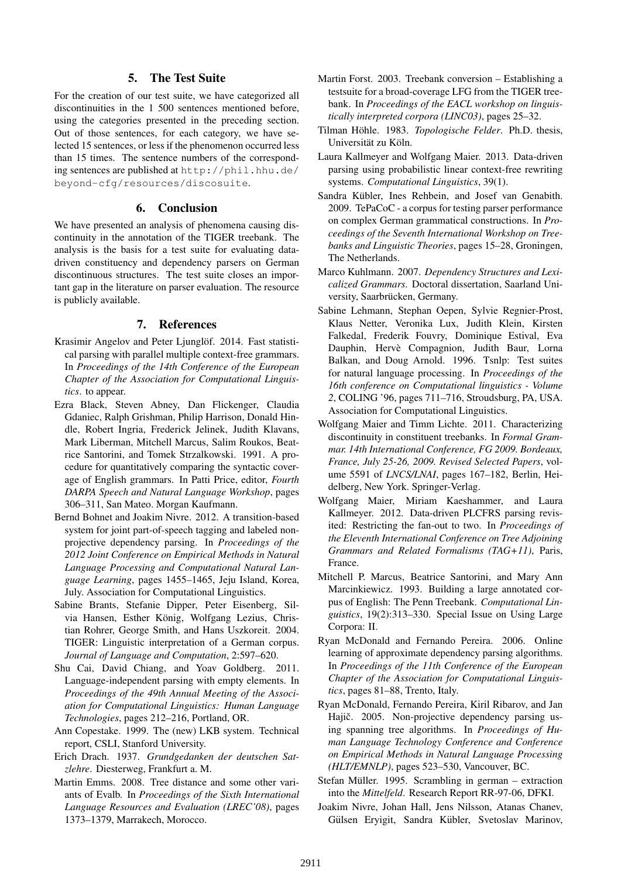## 5. The Test Suite

For the creation of our test suite, we have categorized all discontinuities in the 1 500 sentences mentioned before, using the categories presented in the preceding section. Out of those sentences, for each category, we have selected 15 sentences, or less if the phenomenon occurred less than 15 times. The sentence numbers of the corresponding sentences are published at `http://phil.hhu.de/beyond-cfg/resources/discosuite`.

## 6. Conclusion

We have presented an analysis of phenomena causing discontinuity in the annotation of the TIGER treebank. The analysis is the basis for a test suite for evaluating data-driven constituency and dependency parsers on German discontinuous structures. The test suite closes an important gap in the literature on parser evaluation. The resource is publicly available.

## 7. References

Krasimir Angelov and Peter Ljunglöf. 2014. Fast statistical parsing with parallel multiple context-free grammars. In *Proceedings of the 14th Conference of the European Chapter of the Association for Computational Linguistics*. to appear.

Ezra Black, Steven Abney, Dan Flickenger, Claudia Gdaniec, Ralph Grishman, Philip Harrison, Donald Hindle, Robert Ingria, Frederick Jelinek, Judith Klavans, Mark Liberman, Mitchell Marcus, Salim Roukos, Beatrice Santorini, and Tomek Strzalkowski. 1991. A procedure for quantitatively comparing the syntactic coverage of English grammars. In Patti Price, editor, *Fourth DARPA Speech and Natural Language Workshop*, pages 306–311, San Mateo. Morgan Kaufmann.

Bernd Bohnet and Joakim Nivre. 2012. A transition-based system for joint part-of-speech tagging and labeled non-projective dependency parsing. In *Proceedings of the 2012 Joint Conference on Empirical Methods in Natural Language Processing and Computational Natural Language Learning*, pages 1455–1465, Jeju Island, Korea, July. Association for Computational Linguistics.

Sabine Brants, Stefanie Dipper, Peter Eisenberg, Silvia Hansen, Esther König, Wolfgang Lezius, Christian Rohrer, George Smith, and Hans Uszkoreit. 2004. TIGER: Linguistic interpretation of a German corpus. *Journal of Language and Computation*, 2:597–620.

Shu Cai, David Chiang, and Yoav Goldberg. 2011. Language-independent parsing with empty elements. In *Proceedings of the 49th Annual Meeting of the Association for Computational Linguistics: Human Language Technologies*, pages 212–216, Portland, OR.

Ann Copestake. 1999. The (new) LKB system. Technical report, CSLI, Stanford University.

Erich Drach. 1937. *Grundgedanken der deutschen Satzlehre*. Diesterweg, Frankfurt a. M.

Martin Emms. 2008. Tree distance and some other variants of Evalb. In *Proceedings of the Sixth International Language Resources and Evaluation (LREC'08)*, pages 1373–1379, Marrakech, Morocco.

Martin Forst. 2003. Treebank conversion – Establishing a testsuite for a broad-coverage LFG from the TIGER treebank. In *Proceedings of the EACL workshop on linguistically interpreted corpora (LINC03)*, pages 25–32.

Tilman Höhle. 1983. *Topologische Felder*. Ph.D. thesis, Universität zu Köln.

Laura Kallmeyer and Wolfgang Maier. 2013. Data-driven parsing using probabilistic linear context-free rewriting systems. *Computational Linguistics*, 39(1).

Sandra Kübler, Ines Rehbein, and Josef van Genabith. 2009. TePaCoC - a corpus for testing parser performance on complex German grammatical constructions. In *Proceedings of the Seventh International Workshop on Treebanks and Linguistic Theories*, pages 15–28, Groningen, The Netherlands.

Marco Kuhlmann. 2007. *Dependency Structures and Lexicalized Grammars*. Doctoral dissertation, Saarland University, Saarbrücken, Germany.

Sabine Lehmann, Stephan Oepen, Sylvie Regnier-Prost, Klaus Netter, Veronika Lux, Judith Klein, Kirsten Falkedal, Frederik Fouvry, Dominique Estival, Eva Dauphin, Hervè Compagnion, Judith Baur, Lorna Balkan, and Doug Arnold. 1996. Tsnlp: Test suites for natural language processing. In *Proceedings of the 16th conference on Computational linguistics - Volume 2*, COLING '96, pages 711–716, Stroudsburg, PA, USA. Association for Computational Linguistics.

Wolfgang Maier and Timm Lichte. 2011. Characterizing discontinuity in constituent treebanks. In *Formal Grammar. 14th International Conference, FG 2009. Bordeaux, France, July 25-26, 2009. Revised Selected Papers*, volume 5591 of *LNCS/LNAI*, pages 167–182, Berlin, Heidelberg, New York. Springer-Verlag.

Wolfgang Maier, Miriam Kaeshammer, and Laura Kallmeyer. 2012. Data-driven PLCFRS parsing revisited: Restricting the fan-out to two. In *Proceedings of the Eleventh International Conference on Tree Adjoining Grammars and Related Formalisms (TAG+11)*, Paris, France.

Mitchell P. Marcus, Beatrice Santorini, and Mary Ann Marcinkiewicz. 1993. Building a large annotated corpus of English: The Penn Treebank. *Computational Linguistics*, 19(2):313–330. Special Issue on Using Large Corpora: II.

Ryan McDonald and Fernando Pereira. 2006. Online learning of approximate dependency parsing algorithms. In *Proceedings of the 11th Conference of the European Chapter of the Association for Computational Linguistics*, pages 81–88, Trento, Italy.

Ryan McDonald, Fernando Pereira, Kiril Ribarov, and Jan Hajič. 2005. Non-projective dependency parsing using spanning tree algorithms. In *Proceedings of Human Language Technology Conference and Conference on Empirical Methods in Natural Language Processing (HLT/EMNLP)*, pages 523–530, Vancouver, BC.

Stefan Müller. 1995. Scrambling in german – extraction into the *Mittelfeld*. Research Report RR-97-06, DFKI.

Joakim Nivre, Johan Hall, Jens Nilsson, Atanas Chanev, Gülsen Eryigit, Sandra Kübler, Svetoslav Marinov,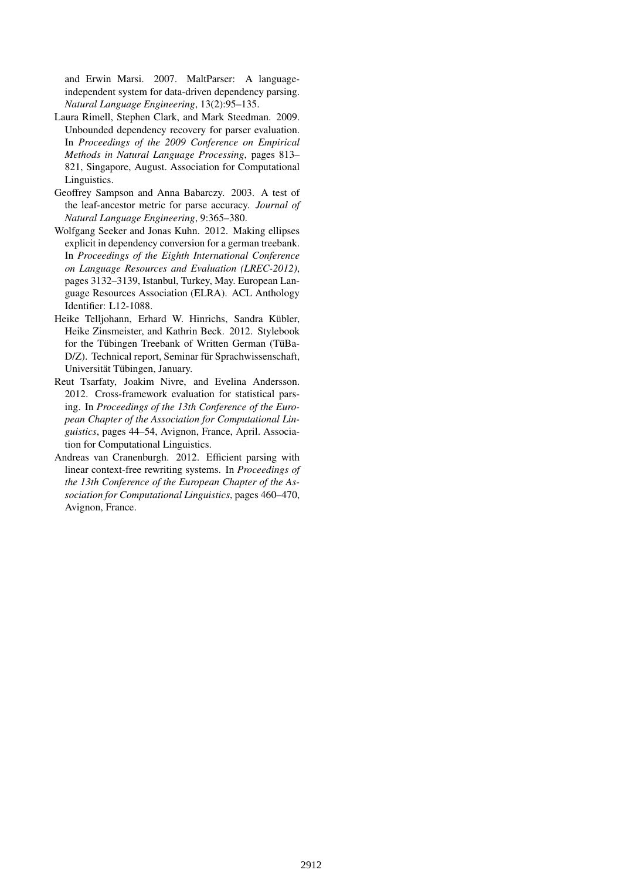and Erwin Marsi. 2007. MaltParser: A language-independent system for data-driven dependency parsing. *Natural Language Engineering*, 13(2):95–135.

Laura Rimell, Stephen Clark, and Mark Steedman. 2009. Unbounded dependency recovery for parser evaluation. In *Proceedings of the 2009 Conference on Empirical Methods in Natural Language Processing*, pages 813–821, Singapore, August. Association for Computational Linguistics.

Geoffrey Sampson and Anna Babarczy. 2003. A test of the leaf-ancestor metric for parse accuracy. *Journal of Natural Language Engineering*, 9:365–380.

Wolfgang Seeker and Jonas Kuhn. 2012. Making ellipses explicit in dependency conversion for a german treebank. In *Proceedings of the Eighth International Conference on Language Resources and Evaluation (LREC-2012)*, pages 3132–3139, Istanbul, Turkey, May. European Language Resources Association (ELRA). ACL Anthology Identifier: L12-1088.

Heike Telljohann, Erhard W. Hinrichs, Sandra Kübler, Heike Zinsmeister, and Kathrin Beck. 2012. Stylebook for the Tübingen Treebank of Written German (TüBa-D/Z). Technical report, Seminar für Sprachwissenschaft, Universität Tübingen, January.

Reut Tsarfaty, Joakim Nivre, and Evelina Andersson. 2012. Cross-framework evaluation for statistical parsing. In *Proceedings of the 13th Conference of the European Chapter of the Association for Computational Linguistics*, pages 44–54, Avignon, France, April. Association for Computational Linguistics.

Andreas van Cranenburgh. 2012. Efficient parsing with linear context-free rewriting systems. In *Proceedings of the 13th Conference of the European Chapter of the Association for Computational Linguistics*, pages 460–470, Avignon, France.